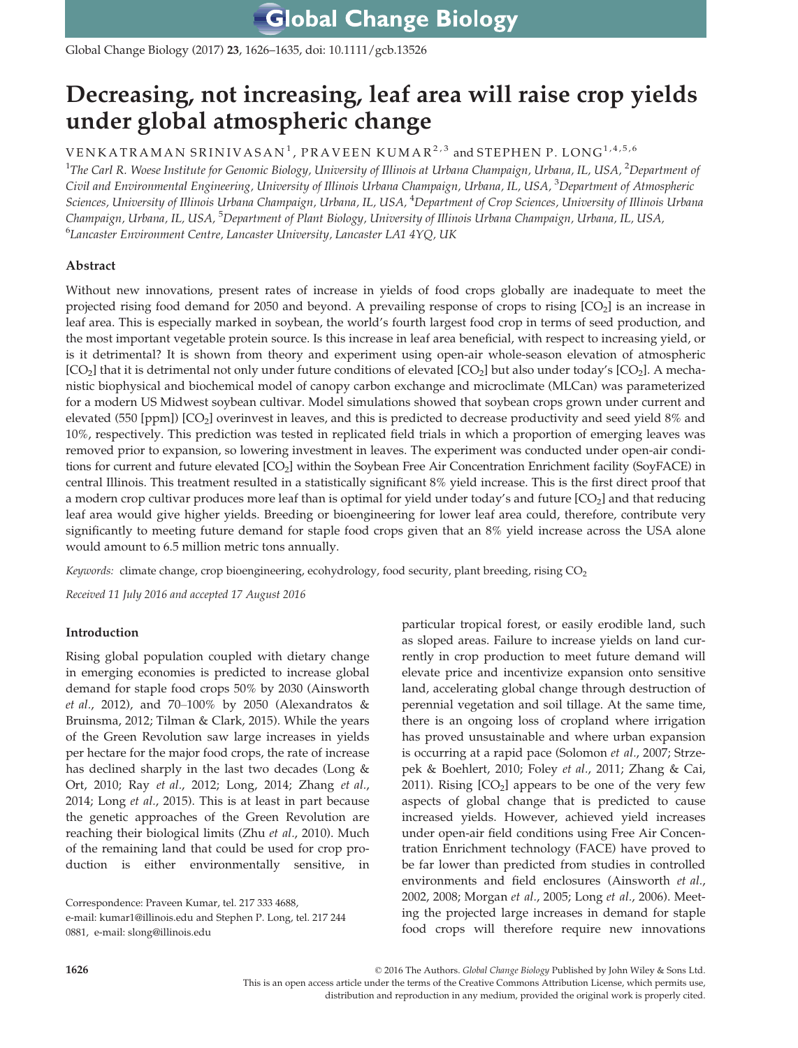# Decreasing, not increasing, leaf area will raise crop yields under global atmospheric change

VENKATRAMAN SRINIVASAN[1], PRAVEEN KUMAR[2,3] and STEPHEN P. LONG[1,4,5,6]

[1]The Carl R. Woese Institute for Genomic Biology, University of Illinois at Urbana Champaign, Urbana, IL, USA, [2]Department of Civil and Environmental Engineering, University of Illinois Urbana Champaign, Urbana, IL, USA, [3]Department of Atmospheric Sciences, University of Illinois Urbana Champaign, Urbana, IL, USA, [4]Department of Crop Sciences, University of Illinois Urbana Champaign, Urbana, IL, USA, [5]Department of Plant Biology, University of Illinois Urbana Champaign, Urbana, IL, USA, [6]Lancaster Environment Centre, Lancaster University, Lancaster LA1 4YQ, UK

## Abstract

Without new innovations, present rates of increase in yields of food crops globally are inadequate to meet the projected rising food demand for 2050 and beyond. A prevailing response of crops to rising [$CO_2$] is an increase in leaf area. This is especially marked in soybean, the world's fourth largest food crop in terms of seed production, and the most important vegetable protein source. Is this increase in leaf area beneficial, with respect to increasing yield, or is it detrimental? It is shown from theory and experiment using open-air whole-season elevation of atmospheric [$CO_2$] that it is detrimental not only under future conditions of elevated [$CO_2$] but also under today's [$CO_2$]. A mechanistic biophysical and biochemical model of canopy carbon exchange and microclimate (MLCan) was parameterized for a modern US Midwest soybean cultivar. Model simulations showed that soybean crops grown under current and elevated (550 [ppm]) [$CO_2$] overinvest in leaves, and this is predicted to decrease productivity and seed yield 8% and 10%, respectively. This prediction was tested in replicated field trials in which a proportion of emerging leaves was removed prior to expansion, so lowering investment in leaves. The experiment was conducted under open-air conditions for current and future elevated [$CO_2$] within the Soybean Free Air Concentration Enrichment facility (SoyFACE) in central Illinois. This treatment resulted in a statistically significant 8% yield increase. This is the first direct proof that a modern crop cultivar produces more leaf than is optimal for yield under today's and future [$CO_2$] and that reducing leaf area would give higher yields. Breeding or bioengineering for lower leaf area could, therefore, contribute very significantly to meeting future demand for staple food crops given that an 8% yield increase across the USA alone would amount to 6.5 million metric tons annually.

*Keywords:* climate change, crop bioengineering, ecohydrology, food security, plant breeding, rising $CO_2$

*Received 11 July 2016 and accepted 17 August 2016*

## Introduction

Rising global population coupled with dietary change in emerging economies is predicted to increase global demand for staple food crops 50% by 2030 (Ainsworth *et al.*, 2012), and 70–100% by 2050 (Alexandratos & Bruinsma, 2012; Tilman & Clark, 2015). While the years of the Green Revolution saw large increases in yields per hectare for the major food crops, the rate of increase has declined sharply in the last two decades (Long & Ort, 2010; Ray *et al.*, 2012; Long, 2014; Zhang *et al.*, 2014; Long *et al.*, 2015). This is at least in part because the genetic approaches of the Green Revolution are reaching their biological limits (Zhu *et al.*, 2010). Much of the remaining land that could be used for crop production is either environmentally sensitive, in particular tropical forest, or easily erodible land, such as sloped areas. Failure to increase yields on land currently in crop production to meet future demand will elevate price and incentivize expansion onto sensitive land, accelerating global change through destruction of perennial vegetation and soil tillage. At the same time, there is an ongoing loss of cropland where irrigation has proved unsustainable and where urban expansion is occurring at a rapid pace (Solomon *et al.*, 2007; Strzepek & Boehlert, 2010; Foley *et al.*, 2011; Zhang & Cai, 2011). Rising [$CO_2$] appears to be one of the very few aspects of global change that is predicted to cause increased yields. However, achieved yield increases under open-air field conditions using Free Air Concentration Enrichment technology (FACE) have proved to be far lower than predicted from studies in controlled environments and field enclosures (Ainsworth *et al.*, 2002, 2008; Morgan *et al.*, 2005; Long *et al.*, 2006). Meeting the projected large increases in demand for staple food crops will therefore require new innovations

Correspondence: Praveen Kumar, tel. 217 333 4688, e-mail: kumar1@illinois.edu and Stephen P. Long, tel. 217 244 0881, e-mail: slong@illinois.edu

© 2016 The Authors. *Global Change Biology* Published by John Wiley & Sons Ltd.
This is an open access article under the terms of the Creative Commons Attribution License, which permits use, distribution and reproduction in any medium, provided the original work is properly cited.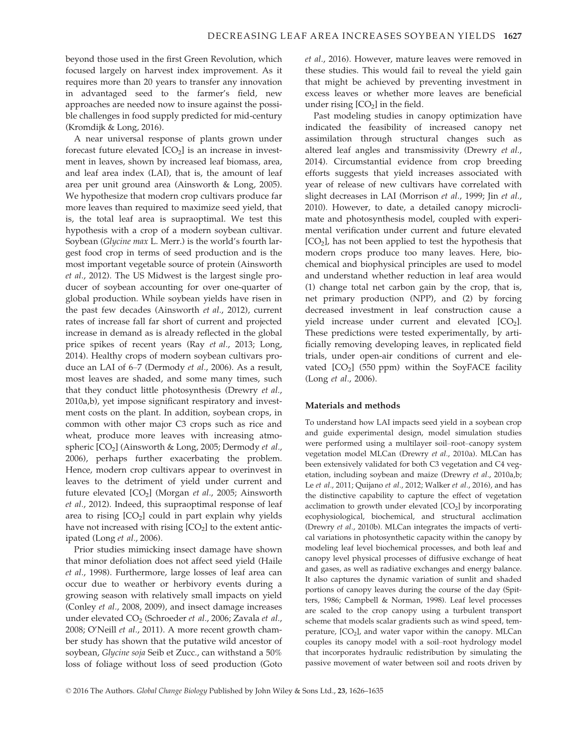beyond those used in the first Green Revolution, which focused largely on harvest index improvement. As it requires more than 20 years to transfer any innovation in advantaged seed to the farmer's field, new approaches are needed now to insure against the possible challenges in food supply predicted for mid-century (Kromdijk & Long, 2016).

A near universal response of plants grown under forecast future elevated [$CO_2$] is an increase in investment in leaves, shown by increased leaf biomass, area, and leaf area index (LAI), that is, the amount of leaf area per unit ground area (Ainsworth & Long, 2005). We hypothesize that modern crop cultivars produce far more leaves than required to maximize seed yield, that is, the total leaf area is supraoptimal. We test this hypothesis with a crop of a modern soybean cultivar. Soybean (*Glycine max* L. Merr.) is the world's fourth largest food crop in terms of seed production and is the most important vegetable source of protein (Ainsworth *et al.*, 2012). The US Midwest is the largest single producer of soybean accounting for over one-quarter of global production. While soybean yields have risen in the past few decades (Ainsworth *et al.*, 2012), current rates of increase fall far short of current and projected increase in demand as is already reflected in the global price spikes of recent years (Ray *et al.*, 2013; Long, 2014). Healthy crops of modern soybean cultivars produce an LAI of 6–7 (Dermody *et al.*, 2006). As a result, most leaves are shaded, and some many times, such that they conduct little photosynthesis (Drewry *et al.*, 2010a,b), yet impose significant respiratory and investment costs on the plant. In addition, soybean crops, in common with other major C3 crops such as rice and wheat, produce more leaves with increasing atmospheric [$CO_2$] (Ainsworth & Long, 2005; Dermody *et al.*, 2006), perhaps further exacerbating the problem. Hence, modern crop cultivars appear to overinvest in leaves to the detriment of yield under current and future elevated [$CO_2$] (Morgan *et al.*, 2005; Ainsworth *et al.*, 2012). Indeed, this supraoptimal response of leaf area to rising [$CO_2$] could in part explain why yields have not increased with rising [$CO_2$] to the extent anticipated (Long *et al.*, 2006).

Prior studies mimicking insect damage have shown that minor defoliation does not affect seed yield (Haile *et al.*, 1998). Furthermore, large losses of leaf area can occur due to weather or herbivory events during a growing season with relatively small impacts on yield (Conley *et al.*, 2008, 2009), and insect damage increases under elevated $CO_2$ (Schroeder *et al.*, 2006; Zavala *et al.*, 2008; O'Neill *et al.*, 2011). A more recent growth chamber study has shown that the putative wild ancestor of soybean, *Glycine soja* Seib et Zucc., can withstand a 50% loss of foliage without loss of seed production (Goto *et al.*, 2016). However, mature leaves were removed in these studies. This would fail to reveal the yield gain that might be achieved by preventing investment in excess leaves or whether more leaves are beneficial under rising [$CO_2$] in the field.

Past modeling studies in canopy optimization have indicated the feasibility of increased canopy net assimilation through structural changes such as altered leaf angles and transmissivity (Drewry *et al.*, 2014). Circumstantial evidence from crop breeding efforts suggests that yield increases associated with year of release of new cultivars have correlated with slight decreases in LAI (Morrison *et al.*, 1999; Jin *et al.*, 2010). However, to date, a detailed canopy microclimate and photosynthesis model, coupled with experimental verification under current and future elevated [$CO_2$], has not been applied to test the hypothesis that modern crops produce too many leaves. Here, biochemical and biophysical principles are used to model and understand whether reduction in leaf area would (1) change total net carbon gain by the crop, that is, net primary production (NPP), and (2) by forcing decreased investment in leaf construction cause a yield increase under current and elevated [$CO_2$]. These predictions were tested experimentally, by artificially removing developing leaves, in replicated field trials, under open-air conditions of current and elevated [$CO_2$] (550 ppm) within the SoyFACE facility (Long *et al.*, 2006).

## Materials and methods

To understand how LAI impacts seed yield in a soybean crop and guide experimental design, model simulation studies were performed using a multilayer soil–root–canopy system vegetation model MLCan (Drewry *et al.*, 2010a). MLCan has been extensively validated for both C3 vegetation and C4 vegetation, including soybean and maize (Drewry *et al.*, 2010a,b; Le *et al.*, 2011; Quijano *et al.*, 2012; Walker *et al.*, 2016), and has the distinctive capability to capture the effect of vegetation acclimation to growth under elevated [$CO_2$] by incorporating ecophysiological, biochemical, and structural acclimation (Drewry *et al.*, 2010b). MLCan integrates the impacts of vertical variations in photosynthetic capacity within the canopy by modeling leaf level biochemical processes, and both leaf and canopy level physical processes of diffusive exchange of heat and gases, as well as radiative exchanges and energy balance. It also captures the dynamic variation of sunlit and shaded portions of canopy leaves during the course of the day (Spitters, 1986; Campbell & Norman, 1998). Leaf level processes are scaled to the crop canopy using a turbulent transport scheme that models scalar gradients such as wind speed, temperature, [$CO_2$], and water vapor within the canopy. MLCan couples its canopy model with a soil–root hydrology model that incorporates hydraulic redistribution by simulating the passive movement of water between soil and roots driven by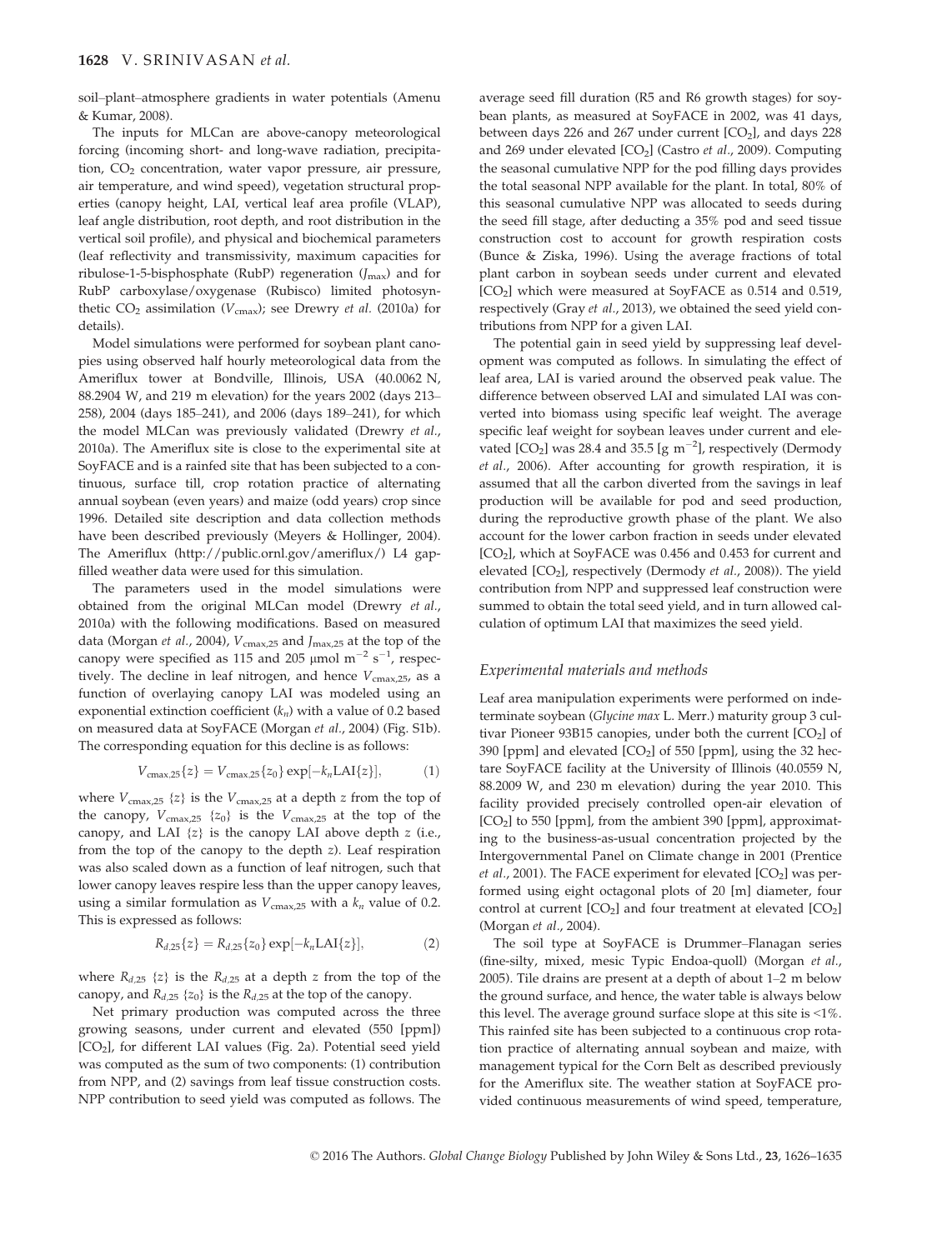soil–plant–atmosphere gradients in water potentials (Amenu & Kumar, 2008).

The inputs for MLCan are above-canopy meteorological forcing (incoming short- and long-wave radiation, precipitation, $CO_2$ concentration, water vapor pressure, air pressure, air temperature, and wind speed), vegetation structural properties (canopy height, LAI, vertical leaf area profile (VLAP), leaf angle distribution, root depth, and root distribution in the vertical soil profile), and physical and biochemical parameters (leaf reflectivity and transmissivity, maximum capacities for ribulose-1-5-bisphosphate (RubP) regeneration ($J_{max}$) and for RubP carboxylase/oxygenase (Rubisco) limited photosynthetic $CO_2$ assimilation ($V_{cmax}$); see Drewry *et al.* (2010a) for details).

Model simulations were performed for soybean plant canopies using observed half hourly meteorological data from the Ameriflux tower at Bondville, Illinois, USA (40.0062 N, 88.2904 W, and 219 m elevation) for the years 2002 (days 213–258), 2004 (days 185–241), and 2006 (days 189–241), for which the model MLCan was previously validated (Drewry *et al.*, 2010a). The Ameriflux site is close to the experimental site at SoyFACE and is a rainfed site that has been subjected to a continuous, surface till, crop rotation practice of alternating annual soybean (even years) and maize (odd years) crop since 1996. Detailed site description and data collection methods have been described previously (Meyers & Hollinger, 2004). The Ameriflux (http://public.ornl.gov/ameriflux/) L4 gap-filled weather data were used for this simulation.

The parameters used in the model simulations were obtained from the original MLCan model (Drewry *et al.*, 2010a) with the following modifications. Based on measured data (Morgan *et al.*, 2004), $V_{cmax,25}$ and $J_{max,25}$ at the top of the canopy were specified as 115 and 205 $\mu$mol m$^{-2}$ s$^{-1}$, respectively. The decline in leaf nitrogen, and hence $V_{cmax,25}$, as a function of overlaying canopy LAI was modeled using an exponential extinction coefficient ($k_n$) with a value of 0.2 based on measured data at SoyFACE (Morgan *et al.*, 2004) (Fig. S1b). The corresponding equation for this decline is as follows:

$$V_{cmax,25}\{z\} = V_{cmax,25}\{z_0\}\exp[-k_n \mathrm{LAI}\{z\}], \tag{1}$$

where $V_{cmax,25}$ $\{z\}$ is the $V_{cmax,25}$ at a depth $z$ from the top of the canopy, $V_{cmax,25}$ $\{z_0\}$ is the $V_{cmax,25}$ at the top of the canopy, and LAI $\{z\}$ is the canopy LAI above depth $z$ (i.e., from the top of the canopy to the depth $z$). Leaf respiration was also scaled down as a function of leaf nitrogen, such that lower canopy leaves respire less than the upper canopy leaves, using a similar formulation as $V_{cmax,25}$ with a $k_n$ value of 0.2. This is expressed as follows:

$$R_{d,25}\{z\} = R_{d,25}\{z_0\}\exp[-k_n \mathrm{LAI}\{z\}], \tag{2}$$

where $R_{d,25}$ $\{z\}$ is the $R_{d,25}$ at a depth $z$ from the top of the canopy, and $R_{d,25}$ $\{z_0\}$ is the $R_{d,25}$ at the top of the canopy.

Net primary production was computed across the three growing seasons, under current and elevated (550 [ppm]) [$CO_2$], for different LAI values (Fig. 2a). Potential seed yield was computed as the sum of two components: (1) contribution from NPP, and (2) savings from leaf tissue construction costs. NPP contribution to seed yield was computed as follows. The average seed fill duration (R5 and R6 growth stages) for soybean plants, as measured at SoyFACE in 2002, was 41 days, between days 226 and 267 under current [$CO_2$], and days 228 and 269 under elevated [$CO_2$] (Castro *et al.*, 2009). Computing the seasonal cumulative NPP for the pod filling days provides the total seasonal NPP available for the plant. In total, 80% of this seasonal cumulative NPP was allocated to seeds during the seed fill stage, after deducting a 35% pod and seed tissue construction cost to account for growth respiration costs (Bunce & Ziska, 1996). Using the average fractions of total plant carbon in soybean seeds under current and elevated [$CO_2$] which were measured at SoyFACE as 0.514 and 0.519, respectively (Gray *et al.*, 2013), we obtained the seed yield contributions from NPP for a given LAI.

The potential gain in seed yield by suppressing leaf development was computed as follows. In simulating the effect of leaf area, LAI is varied around the observed peak value. The difference between observed LAI and simulated LAI was converted into biomass using specific leaf weight. The average specific leaf weight for soybean leaves under current and elevated [$CO_2$] was 28.4 and 35.5 [g m$^{-2}$], respectively (Dermody *et al.*, 2006). After accounting for growth respiration, it is assumed that all the carbon diverted from the savings in leaf production will be available for pod and seed production, during the reproductive growth phase of the plant. We also account for the lower carbon fraction in seeds under elevated [$CO_2$], which at SoyFACE was 0.456 and 0.453 for current and elevated [$CO_2$], respectively (Dermody *et al.*, 2008)). The yield contribution from NPP and suppressed leaf construction were summed to obtain the total seed yield, and in turn allowed calculation of optimum LAI that maximizes the seed yield.

### Experimental materials and methods

Leaf area manipulation experiments were performed on indeterminate soybean (*Glycine max* L. Merr.) maturity group 3 cultivar Pioneer 93B15 canopies, under both the current [$CO_2$] of 390 [ppm] and elevated [$CO_2$] of 550 [ppm], using the 32 hectare SoyFACE facility at the University of Illinois (40.0559 N, 88.2009 W, and 230 m elevation) during the year 2010. This facility provided precisely controlled open-air elevation of [$CO_2$] to 550 [ppm], from the ambient 390 [ppm], approximating to the business-as-usual concentration projected by the Intergovernmental Panel on Climate change in 2001 (Prentice *et al.*, 2001). The FACE experiment for elevated [$CO_2$] was performed using eight octagonal plots of 20 [m] diameter, four control at current [$CO_2$] and four treatment at elevated [$CO_2$] (Morgan *et al.*, 2004).

The soil type at SoyFACE is Drummer–Flanagan series (fine-silty, mixed, mesic Typic Endoa-quoll) (Morgan *et al.*, 2005). Tile drains are present at a depth of about 1–2 m below the ground surface, and hence, the water table is always below this level. The average ground surface slope at this site is <1%. This rainfed site has been subjected to a continuous crop rotation practice of alternating annual soybean and maize, with management typical for the Corn Belt as described previously for the Ameriflux site. The weather station at SoyFACE provided continuous measurements of wind speed, temperature,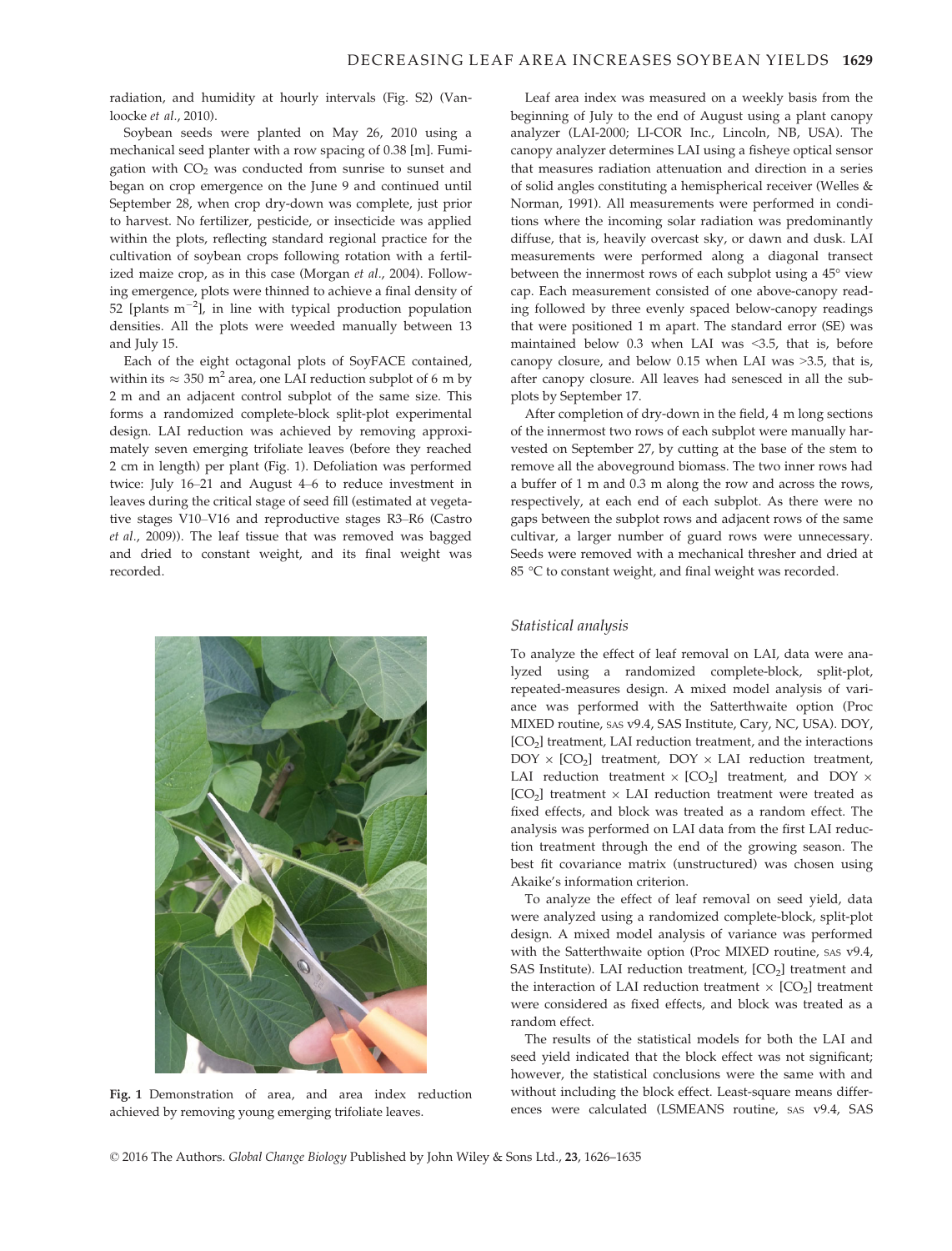radiation, and humidity at hourly intervals (Fig. S2) (Vanloocke *et al*., 2010).

Soybean seeds were planted on May 26, 2010 using a mechanical seed planter with a row spacing of 0.38 [m]. Fumigation with $CO_2$ was conducted from sunrise to sunset and began on crop emergence on the June 9 and continued until September 28, when crop dry-down was complete, just prior to harvest. No fertilizer, pesticide, or insecticide was applied within the plots, reflecting standard regional practice for the cultivation of soybean crops following rotation with a fertilized maize crop, as in this case (Morgan *et al*., 2004). Following emergence, plots were thinned to achieve a final density of 52 [plants $m^{-2}$], in line with typical production population densities. All the plots were weeded manually between 13 and July 15.

Each of the eight octagonal plots of SoyFACE contained, within its $\approx 350$ $m^2$ area, one LAI reduction subplot of 6 m by 2 m and an adjacent control subplot of the same size. This forms a randomized complete-block split-plot experimental design. LAI reduction was achieved by removing approximately seven emerging trifoliate leaves (before they reached 2 cm in length) per plant (Fig. 1). Defoliation was performed twice: July 16–21 and August 4–6 to reduce investment in leaves during the critical stage of seed fill (estimated at vegetative stages V10–V16 and reproductive stages R3–R6 (Castro *et al*., 2009)). The leaf tissue that was removed was bagged and dried to constant weight, and its final weight was recorded.

Fig. 1 Demonstration of area, and area index reduction achieved by removing young emerging trifoliate leaves.

Leaf area index was measured on a weekly basis from the beginning of July to the end of August using a plant canopy analyzer (LAI-2000; LI-COR Inc., Lincoln, NB, USA). The canopy analyzer determines LAI using a fisheye optical sensor that measures radiation attenuation and direction in a series of solid angles constituting a hemispherical receiver (Welles & Norman, 1991). All measurements were performed in conditions where the incoming solar radiation was predominantly diffuse, that is, heavily overcast sky, or dawn and dusk. LAI measurements were performed along a diagonal transect between the innermost rows of each subplot using a 45° view cap. Each measurement consisted of one above-canopy reading followed by three evenly spaced below-canopy readings that were positioned 1 m apart. The standard error (SE) was maintained below 0.3 when LAI was <3.5, that is, before canopy closure, and below 0.15 when LAI was >3.5, that is, after canopy closure. All leaves had senesced in all the subplots by September 17.

After completion of dry-down in the field, 4 m long sections of the innermost two rows of each subplot were manually harvested on September 27, by cutting at the base of the stem to remove all the aboveground biomass. The two inner rows had a buffer of 1 m and 0.3 m along the row and across the rows, respectively, at each end of each subplot. As there were no gaps between the subplot rows and adjacent rows of the same cultivar, a larger number of guard rows were unnecessary. Seeds were removed with a mechanical thresher and dried at 85 °C to constant weight, and final weight was recorded.

### Statistical analysis

To analyze the effect of leaf removal on LAI, data were analyzed using a randomized complete-block, split-plot, repeated-measures design. A mixed model analysis of variance was performed with the Satterthwaite option (Proc MIXED routine, SAS v9.4, SAS Institute, Cary, NC, USA). DOY, [$CO_2$] treatment, LAI reduction treatment, and the interactions DOY × [$CO_2$] treatment, DOY × LAI reduction treatment, LAI reduction treatment × [$CO_2$] treatment, and DOY × [$CO_2$] treatment × LAI reduction treatment were treated as fixed effects, and block was treated as a random effect. The analysis was performed on LAI data from the first LAI reduction treatment through the end of the growing season. The best fit covariance matrix (unstructured) was chosen using Akaike's information criterion.

To analyze the effect of leaf removal on seed yield, data were analyzed using a randomized complete-block, split-plot design. A mixed model analysis of variance was performed with the Satterthwaite option (Proc MIXED routine, SAS v9.4, SAS Institute). LAI reduction treatment, [$CO_2$] treatment and the interaction of LAI reduction treatment × [$CO_2$] treatment were considered as fixed effects, and block was treated as a random effect.

The results of the statistical models for both the LAI and seed yield indicated that the block effect was not significant; however, the statistical conclusions were the same with and without including the block effect. Least-square means differences were calculated (LSMEANS routine, SAS v9.4, SAS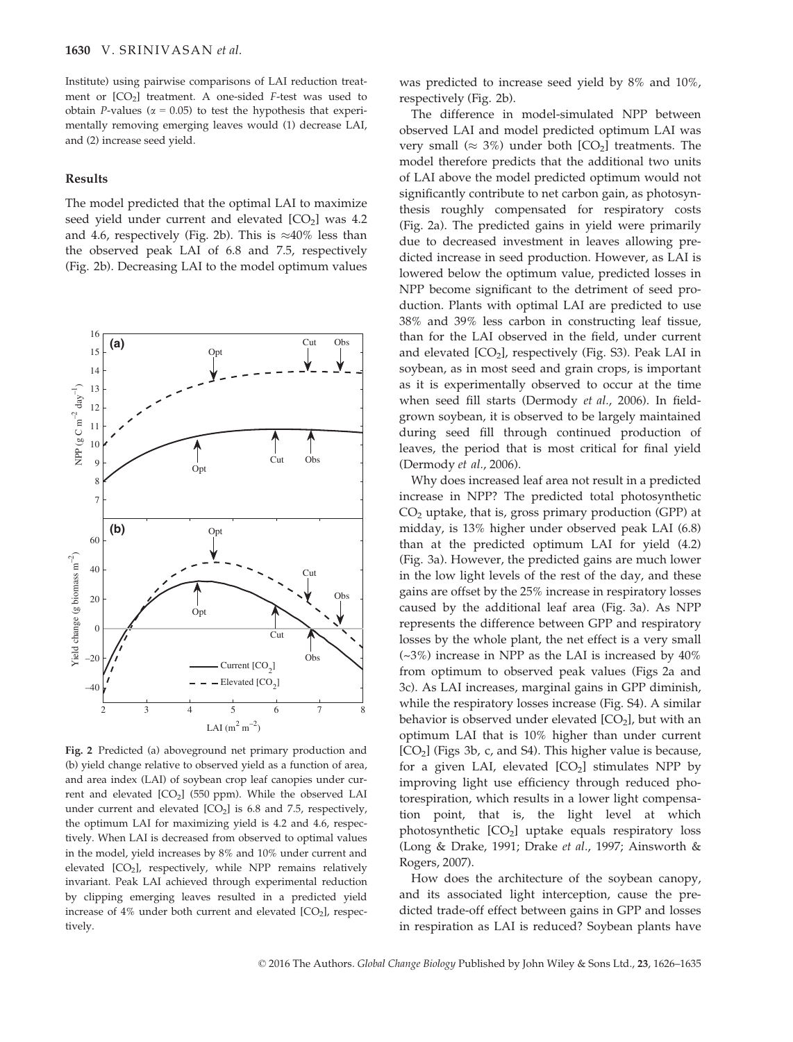Institute) using pairwise comparisons of LAI reduction treatment or [$CO_2$] treatment. A one-sided $F$-test was used to obtain $P$-values ($\alpha = 0.05$) to test the hypothesis that experimentally removing emerging leaves would (1) decrease LAI, and (2) increase seed yield.

## Results

The model predicted that the optimal LAI to maximize seed yield under current and elevated [$CO_2$] was 4.2 and 4.6, respectively (Fig. 2b). This is $\approx$40% less than the observed peak LAI of 6.8 and 7.5, respectively (Fig. 2b). Decreasing LAI to the model optimum values was predicted to increase seed yield by 8% and 10%, respectively (Fig. 2b).

The difference in model-simulated NPP between observed LAI and model predicted optimum LAI was very small ($\approx$ 3%) under both [$CO_2$] treatments. The model therefore predicts that the additional two units of LAI above the model predicted optimum would not significantly contribute to net carbon gain, as photosynthesis roughly compensated for respiratory costs (Fig. 2a). The predicted gains in yield were primarily due to decreased investment in leaves allowing predicted increase in seed production. However, as LAI is lowered below the optimum value, predicted losses in NPP become significant to the detriment of seed production. Plants with optimal LAI are predicted to use 38% and 39% less carbon in constructing leaf tissue, than for the LAI observed in the field, under current and elevated [$CO_2$], respectively (Fig. S3). Peak LAI in soybean, as in most seed and grain crops, is important as it is experimentally observed to occur at the time when seed fill starts (Dermody *et al*., 2006). In field-grown soybean, it is observed to be largely maintained during seed fill through continued production of leaves, the period that is most critical for final yield (Dermody *et al*., 2006).

Why does increased leaf area not result in a predicted increase in NPP? The predicted total photosynthetic $CO_2$ uptake, that is, gross primary production (GPP) at midday, is 13% higher under observed peak LAI (6.8) than at the predicted optimum LAI for yield (4.2) (Fig. 3a). However, the predicted gains are much lower in the low light levels of the rest of the day, and these gains are offset by the 25% increase in respiratory losses caused by the additional leaf area (Fig. 3a). As NPP represents the difference between GPP and respiratory losses by the whole plant, the net effect is a very small (~3%) increase in NPP as the LAI is increased by 40% from optimum to observed peak values (Figs 2a and 3c). As LAI increases, marginal gains in GPP diminish, while the respiratory losses increase (Fig. S4). A similar behavior is observed under elevated [$CO_2$], but with an optimum LAI that is 10% higher than under current [$CO_2$] (Figs 3b, c, and S4). This higher value is because, for a given LAI, elevated [$CO_2$] stimulates NPP by improving light use efficiency through reduced photorespiration, which results in a lower light compensation point, that is, the light level at which photosynthetic [$CO_2$] uptake equals respiratory loss (Long & Drake, 1991; Drake *et al*., 1997; Ainsworth & Rogers, 2007).

How does the architecture of the soybean canopy, and its associated light interception, cause the predicted trade-off effect between gains in GPP and losses in respiration as LAI is reduced? Soybean plants have

**Fig. 2** Predicted (a) aboveground net primary production and (b) yield change relative to observed yield as a function of area, and area index (LAI) of soybean crop leaf canopies under current and elevated [$CO_2$] (550 ppm). While the observed LAI under current and elevated [$CO_2$] is 6.8 and 7.5, respectively, the optimum LAI for maximizing yield is 4.2 and 4.6, respectively. When LAI is decreased from observed to optimal values in the model, yield increases by 8% and 10% under current and elevated [$CO_2$], respectively, while NPP remains relatively invariant. Peak LAI achieved through experimental reduction by clipping emerging leaves resulted in a predicted yield increase of 4% under both current and elevated [$CO_2$], respectively.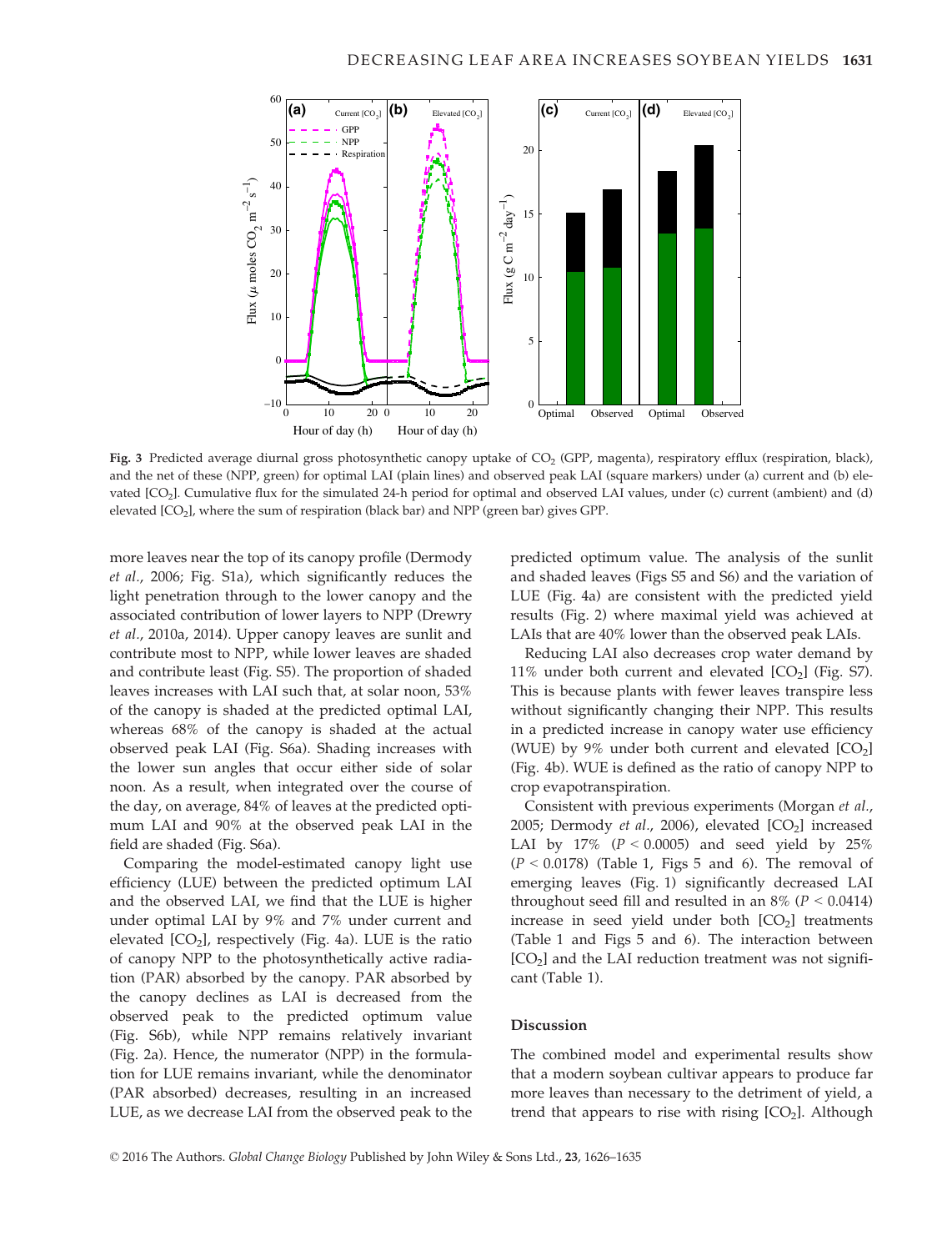**Fig. 3** Predicted average diurnal gross photosynthetic canopy uptake of $CO_2$ (GPP, magenta), respiratory efflux (respiration, black), and the net of these (NPP, green) for optimal LAI (plain lines) and observed peak LAI (square markers) under (a) current and (b) elevated [$CO_2$]. Cumulative flux for the simulated 24-h period for optimal and observed LAI values, under (c) current (ambient) and (d) elevated [$CO_2$], where the sum of respiration (black bar) and NPP (green bar) gives GPP.

more leaves near the top of its canopy profile (Dermody *et al.*, 2006; Fig. S1a), which significantly reduces the light penetration through to the lower canopy and the associated contribution of lower layers to NPP (Drewry *et al.*, 2010a, 2014). Upper canopy leaves are sunlit and contribute most to NPP, while lower leaves are shaded and contribute least (Fig. S5). The proportion of shaded leaves increases with LAI such that, at solar noon, 53% of the canopy is shaded at the predicted optimal LAI, whereas 68% of the canopy is shaded at the actual observed peak LAI (Fig. S6a). Shading increases with the lower sun angles that occur either side of solar noon. As a result, when integrated over the course of the day, on average, 84% of leaves at the predicted optimum LAI and 90% at the observed peak LAI in the field are shaded (Fig. S6a).

Comparing the model-estimated canopy light use efficiency (LUE) between the predicted optimum LAI and the observed LAI, we find that the LUE is higher under optimal LAI by 9% and 7% under current and elevated [$CO_2$], respectively (Fig. 4a). LUE is the ratio of canopy NPP to the photosynthetically active radiation (PAR) absorbed by the canopy. PAR absorbed by the canopy declines as LAI is decreased from the observed peak to the predicted optimum value (Fig. S6b), while NPP remains relatively invariant (Fig. 2a). Hence, the numerator (NPP) in the formulation for LUE remains invariant, while the denominator (PAR absorbed) decreases, resulting in an increased LUE, as we decrease LAI from the observed peak to the predicted optimum value. The analysis of the sunlit and shaded leaves (Figs S5 and S6) and the variation of LUE (Fig. 4a) are consistent with the predicted yield results (Fig. 2) where maximal yield was achieved at LAIs that are 40% lower than the observed peak LAIs.

Reducing LAI also decreases crop water demand by 11% under both current and elevated [$CO_2$] (Fig. S7). This is because plants with fewer leaves transpire less without significantly changing their NPP. This results in a predicted increase in canopy water use efficiency (WUE) by 9% under both current and elevated [$CO_2$] (Fig. 4b). WUE is defined as the ratio of canopy NPP to crop evapotranspiration.

Consistent with previous experiments (Morgan *et al.*, 2005; Dermody *et al.*, 2006), elevated [$CO_2$] increased LAI by 17% ($P < 0.0005$) and seed yield by 25% ($P < 0.0178$) (Table 1, Figs 5 and 6). The removal of emerging leaves (Fig. 1) significantly decreased LAI throughout seed fill and resulted in an 8% ($P < 0.0414$) increase in seed yield under both [$CO_2$] treatments (Table 1 and Figs 5 and 6). The interaction between [$CO_2$] and the LAI reduction treatment was not significant (Table 1).

## Discussion

The combined model and experimental results show that a modern soybean cultivar appears to produce far more leaves than necessary to the detriment of yield, a trend that appears to rise with rising [$CO_2$]. Although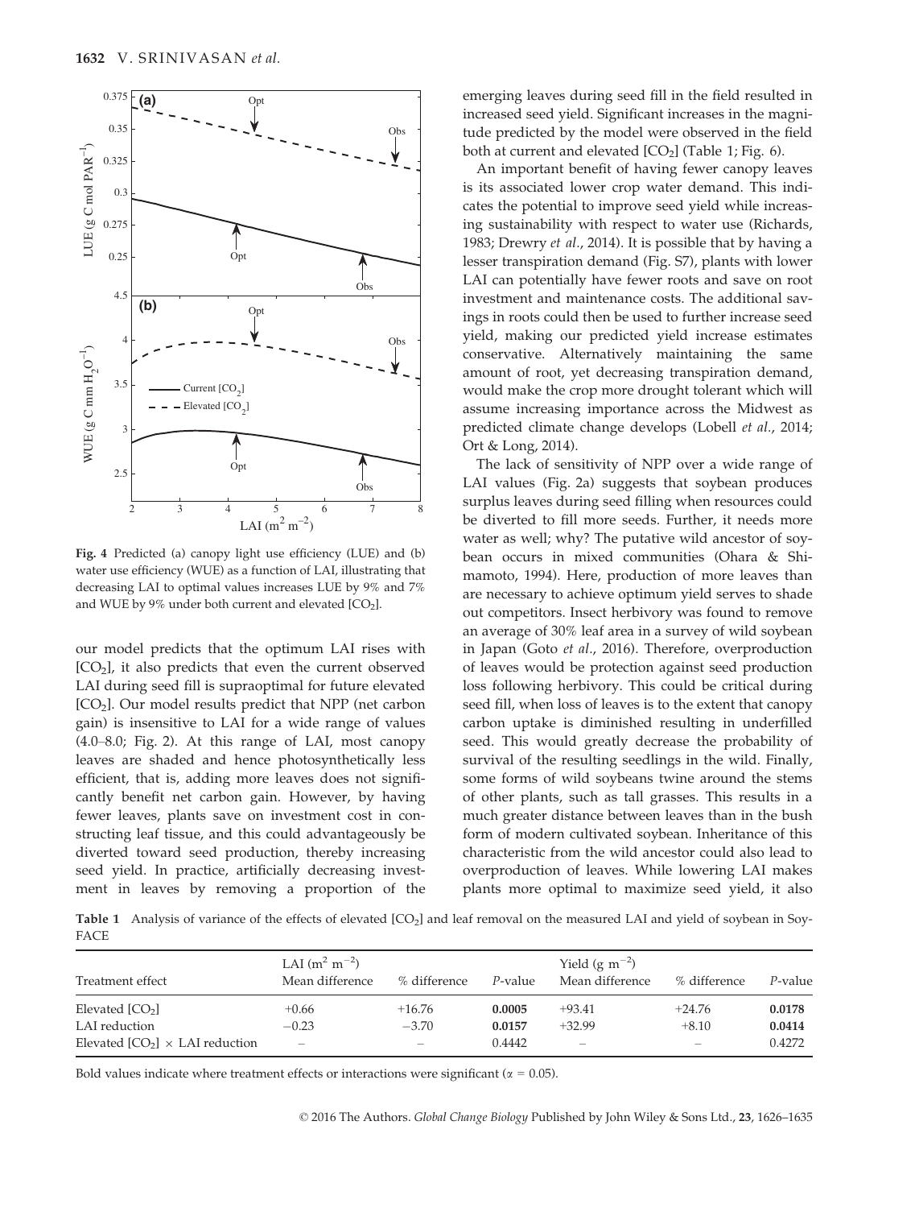Fig. 4 Predicted (a) canopy light use efficiency (LUE) and (b) water use efficiency (WUE) as a function of LAI, illustrating that decreasing LAI to optimal values increases LUE by 9% and 7% and WUE by 9% under both current and elevated [$CO_2$].

our model predicts that the optimum LAI rises with [$CO_2$], it also predicts that even the current observed LAI during seed fill is supraoptimal for future elevated [$CO_2$]. Our model results predict that NPP (net carbon gain) is insensitive to LAI for a wide range of values (4.0–8.0; Fig. 2). At this range of LAI, most canopy leaves are shaded and hence photosynthetically less efficient, that is, adding more leaves does not significantly benefit net carbon gain. However, by having fewer leaves, plants save on investment cost in constructing leaf tissue, and this could advantageously be diverted toward seed production, thereby increasing seed yield. In practice, artificially decreasing investment in leaves by removing a proportion of the emerging leaves during seed fill in the field resulted in increased seed yield. Significant increases in the magnitude predicted by the model were observed in the field both at current and elevated [$CO_2$] (Table 1; Fig. 6).

An important benefit of having fewer canopy leaves is its associated lower crop water demand. This indicates the potential to improve seed yield while increasing sustainability with respect to water use (Richards, 1983; Drewry *et al.*, 2014). It is possible that by having a lesser transpiration demand (Fig. S7), plants with lower LAI can potentially have fewer roots and save on root investment and maintenance costs. The additional savings in roots could then be used to further increase seed yield, making our predicted yield increase estimates conservative. Alternatively maintaining the same amount of root, yet decreasing transpiration demand, would make the crop more drought tolerant which will assume increasing importance across the Midwest as predicted climate change develops (Lobell *et al.*, 2014; Ort & Long, 2014).

The lack of sensitivity of NPP over a wide range of LAI values (Fig. 2a) suggests that soybean produces surplus leaves during seed filling when resources could be diverted to fill more seeds. Further, it needs more water as well; why? The putative wild ancestor of soybean occurs in mixed communities (Ohara & Shimamoto, 1994). Here, production of more leaves than are necessary to achieve optimum yield serves to shade out competitors. Insect herbivory was found to remove an average of 30% leaf area in a survey of wild soybean in Japan (Goto *et al.*, 2016). Therefore, overproduction of leaves would be protection against seed production loss following herbivory. This could be critical during seed fill, when loss of leaves is to the extent that canopy carbon uptake is diminished resulting in underfilled seed. This would greatly decrease the probability of survival of the resulting seedlings in the wild. Finally, some forms of wild soybeans twine around the stems of other plants, such as tall grasses. This results in a much greater distance between leaves than in the bush form of modern cultivated soybean. Inheritance of this characteristic from the wild ancestor could also lead to overproduction of leaves. While lowering LAI makes plants more optimal to maximize seed yield, it also

**Table 1** Analysis of variance of the effects of elevated [$CO_2$] and leaf removal on the measured LAI and yield of soybean in SoyFACE

| Treatment effect | LAI ($m^2\ m^{-2}$) Mean difference | % difference | *P*-value | Yield ($g\ m^{-2}$) Mean difference | % difference | *P*-value |
|---|---|---|---|---|---|---|
| Elevated [$CO_2$] | +0.66 | +16.76 | **0.0005** | +93.41 | +24.76 | **0.0178** |
| LAI reduction | −0.23 | −3.70 | **0.0157** | +32.99 | +8.10 | **0.0414** |
| Elevated [$CO_2$] × LAI reduction | – | – | 0.4442 | – | – | 0.4272 |

Bold values indicate where treatment effects or interactions were significant ($\alpha$ = 0.05).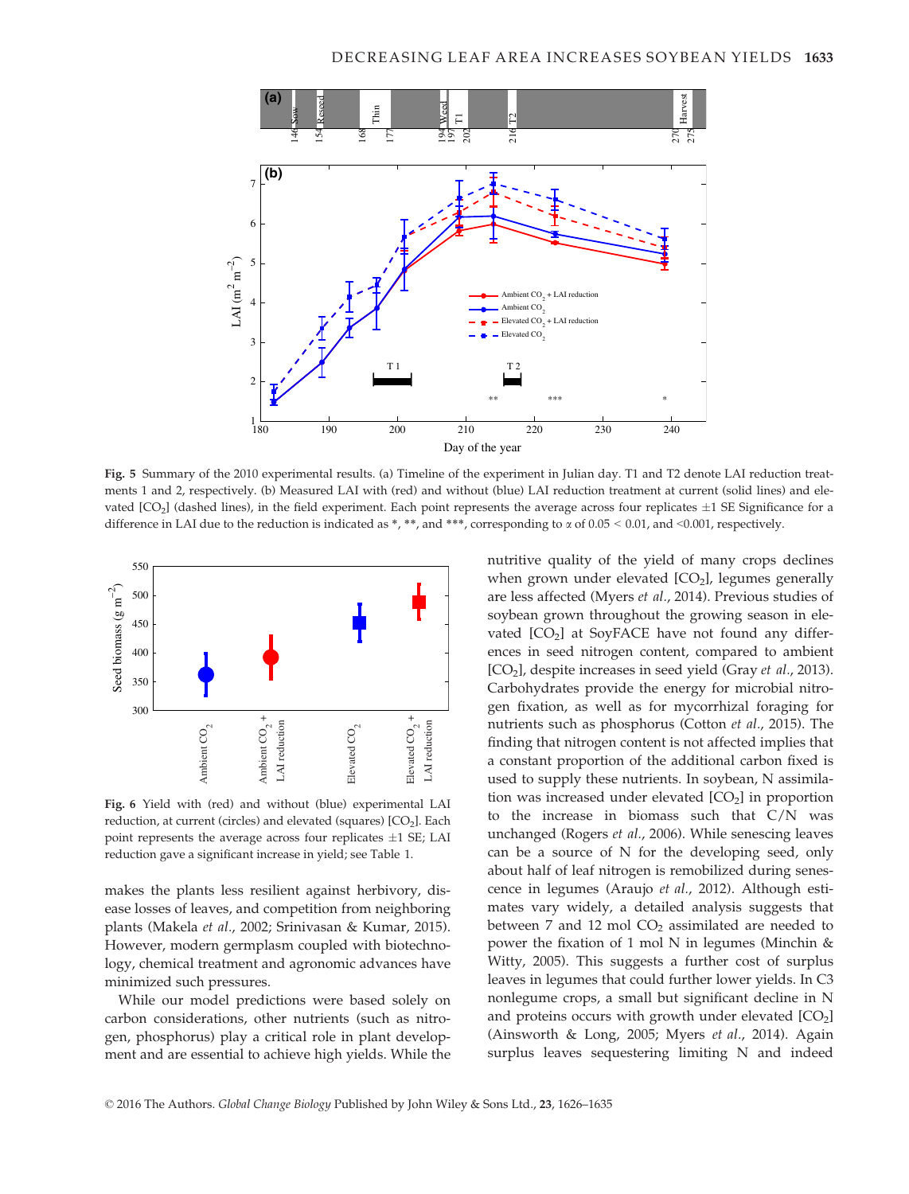Fig. 5 Summary of the 2010 experimental results. (a) Timeline of the experiment in Julian day. T1 and T2 denote LAI reduction treatments 1 and 2, respectively. (b) Measured LAI with (red) and without (blue) LAI reduction treatment at current (solid lines) and elevated [$CO_2$] (dashed lines), in the field experiment. Each point represents the average across four replicates ±1 SE Significance for a difference in LAI due to the reduction is indicated as *, **, and ***, corresponding to α of 0.05 < 0.01, and <0.001, respectively.

Fig. 6 Yield with (red) and without (blue) experimental LAI reduction, at current (circles) and elevated (squares) [$CO_2$]. Each point represents the average across four replicates ±1 SE; LAI reduction gave a significant increase in yield; see Table 1.

makes the plants less resilient against herbivory, disease losses of leaves, and competition from neighboring plants (Makela *et al.*, 2002; Srinivasan & Kumar, 2015). However, modern germplasm coupled with biotechnology, chemical treatment and agronomic advances have minimized such pressures.

While our model predictions were based solely on carbon considerations, other nutrients (such as nitrogen, phosphorus) play a critical role in plant development and are essential to achieve high yields. While the nutritive quality of the yield of many crops declines when grown under elevated [$CO_2$], legumes generally are less affected (Myers *et al.*, 2014). Previous studies of soybean grown throughout the growing season in elevated [$CO_2$] at SoyFACE have not found any differences in seed nitrogen content, compared to ambient [$CO_2$], despite increases in seed yield (Gray *et al.*, 2013). Carbohydrates provide the energy for microbial nitrogen fixation, as well as for mycorrhizal foraging for nutrients such as phosphorus (Cotton *et al.*, 2015). The finding that nitrogen content is not affected implies that a constant proportion of the additional carbon fixed is used to supply these nutrients. In soybean, N assimilation was increased under elevated [$CO_2$] in proportion to the increase in biomass such that C/N was unchanged (Rogers *et al.*, 2006). While senescing leaves can be a source of N for the developing seed, only about half of leaf nitrogen is remobilized during senescence in legumes (Araujo *et al.*, 2012). Although estimates vary widely, a detailed analysis suggests that between 7 and 12 mol $CO_2$ assimilated are needed to power the fixation of 1 mol N in legumes (Minchin & Witty, 2005). This suggests a further cost of surplus leaves in legumes that could further lower yields. In C3 nonlegume crops, a small but significant decline in N and proteins occurs with growth under elevated [$CO_2$] (Ainsworth & Long, 2005; Myers *et al.*, 2014). Again surplus leaves sequestering limiting N and indeed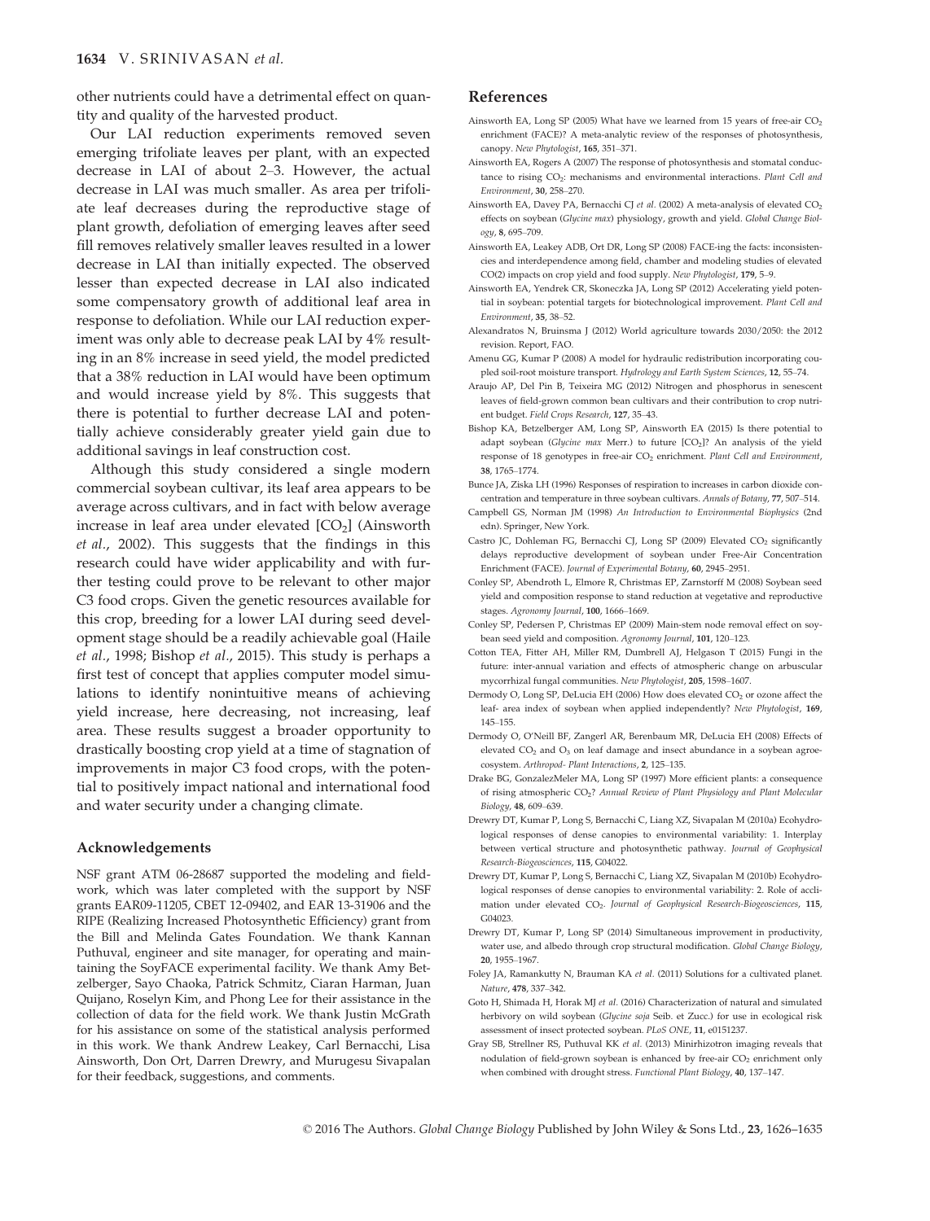other nutrients could have a detrimental effect on quantity and quality of the harvested product.

Our LAI reduction experiments removed seven emerging trifoliate leaves per plant, with an expected decrease in LAI of about 2–3. However, the actual decrease in LAI was much smaller. As area per trifoliate leaf decreases during the reproductive stage of plant growth, defoliation of emerging leaves after seed fill removes relatively smaller leaves resulted in a lower decrease in LAI than initially expected. The observed lesser than expected decrease in LAI also indicated some compensatory growth of additional leaf area in response to defoliation. While our LAI reduction experiment was only able to decrease peak LAI by 4% resulting in an 8% increase in seed yield, the model predicted that a 38% reduction in LAI would have been optimum and would increase yield by 8%. This suggests that there is potential to further decrease LAI and potentially achieve considerably greater yield gain due to additional savings in leaf construction cost.

Although this study considered a single modern commercial soybean cultivar, its leaf area appears to be average across cultivars, and in fact with below average increase in leaf area under elevated [$CO_2$] (Ainsworth *et al*., 2002). This suggests that the findings in this research could have wider applicability and with further testing could prove to be relevant to other major C3 food crops. Given the genetic resources available for this crop, breeding for a lower LAI during seed development stage should be a readily achievable goal (Haile *et al*., 1998; Bishop *et al*., 2015). This study is perhaps a first test of concept that applies computer model simulations to identify nonintuitive means of achieving yield increase, here decreasing, not increasing, leaf area. These results suggest a broader opportunity to drastically boosting crop yield at a time of stagnation of improvements in major C3 food crops, with the potential to positively impact national and international food and water security under a changing climate.

## Acknowledgements

NSF grant ATM 06-28687 supported the modeling and fieldwork, which was later completed with the support by NSF grants EAR09-11205, CBET 12-09402, and EAR 13-31906 and the RIPE (Realizing Increased Photosynthetic Efficiency) grant from the Bill and Melinda Gates Foundation. We thank Kannan Puthuval, engineer and site manager, for operating and maintaining the SoyFACE experimental facility. We thank Amy Betzelberger, Sayo Chaoka, Patrick Schmitz, Ciaran Harman, Juan Quijano, Roselyn Kim, and Phong Lee for their assistance in the collection of data for the field work. We thank Justin McGrath for his assistance on some of the statistical analysis performed in this work. We thank Andrew Leakey, Carl Bernacchi, Lisa Ainsworth, Don Ort, Darren Drewry, and Murugesu Sivapalan for their feedback, suggestions, and comments.

## References

Ainsworth EA, Long SP (2005) What have we learned from 15 years of free-air $CO_2$ enrichment (FACE)? A meta-analytic review of the responses of photosynthesis, canopy. *New Phytologist*, **165**, 351–371.

Ainsworth EA, Rogers A (2007) The response of photosynthesis and stomatal conductance to rising $CO_2$: mechanisms and environmental interactions. *Plant Cell and Environment*, **30**, 258–270.

Ainsworth EA, Davey PA, Bernacchi CJ *et al*. (2002) A meta-analysis of elevated $CO_2$ effects on soybean (*Glycine max*) physiology, growth and yield. *Global Change Biology*, **8**, 695–709.

Ainsworth EA, Leakey ADB, Ort DR, Long SP (2008) FACE-ing the facts: inconsistencies and interdependence among field, chamber and modeling studies of elevated CO(2) impacts on crop yield and food supply. *New Phytologist*, **179**, 5–9.

Ainsworth EA, Yendrek CR, Skoneczka JA, Long SP (2012) Accelerating yield potential in soybean: potential targets for biotechnological improvement. *Plant Cell and Environment*, **35**, 38–52.

Alexandratos N, Bruinsma J (2012) World agriculture towards 2030/2050: the 2012 revision. Report, FAO.

Amenu GG, Kumar P (2008) A model for hydraulic redistribution incorporating coupled soil-root moisture transport. *Hydrology and Earth System Sciences*, **12**, 55–74.

Araujo AP, Del Pin B, Teixeira MG (2012) Nitrogen and phosphorus in senescent leaves of field-grown common bean cultivars and their contribution to crop nutrient budget. *Field Crops Research*, **127**, 35–43.

Bishop KA, Betzelberger AM, Long SP, Ainsworth EA (2015) Is there potential to adapt soybean (*Glycine max* Merr.) to future [$CO_2$]? An analysis of the yield response of 18 genotypes in free-air $CO_2$ enrichment. *Plant Cell and Environment*, **38**, 1765–1774.

Bunce JA, Ziska LH (1996) Responses of respiration to increases in carbon dioxide concentration and temperature in three soybean cultivars. *Annals of Botany*, **77**, 507–514.

Campbell GS, Norman JM (1998) *An Introduction to Environmental Biophysics* (2nd edn). Springer, New York.

Castro JC, Dohleman FG, Bernacchi CJ, Long SP (2009) Elevated $CO_2$ significantly delays reproductive development of soybean under Free-Air Concentration Enrichment (FACE). *Journal of Experimental Botany*, **60**, 2945–2951.

Conley SP, Abendroth L, Elmore R, Christmas EP, Zarnstorff M (2008) Soybean seed yield and composition response to stand reduction at vegetative and reproductive stages. *Agronomy Journal*, **100**, 1666–1669.

Conley SP, Pedersen P, Christmas EP (2009) Main-stem node removal effect on soybean seed yield and composition. *Agronomy Journal*, **101**, 120–123.

Cotton TEA, Fitter AH, Miller RM, Dumbrell AJ, Helgason T (2015) Fungi in the future: inter-annual variation and effects of atmospheric change on arbuscular mycorrhizal fungal communities. *New Phytologist*, **205**, 1598–1607.

Dermody O, Long SP, DeLucia EH (2006) How does elevated $CO_2$ or ozone affect the leaf- area index of soybean when applied independently? *New Phytologist*, **169**, 145–155.

Dermody O, O'Neill BF, Zangerl AR, Berenbaum MR, DeLucia EH (2008) Effects of elevated $CO_2$ and $O_3$ on leaf damage and insect abundance in a soybean agroecosystem. *Arthropod- Plant Interactions*, **2**, 125–135.

Drake BG, GonzalezMeler MA, Long SP (1997) More efficient plants: a consequence of rising atmospheric $CO_2$? *Annual Review of Plant Physiology and Plant Molecular Biology*, **48**, 609–639.

Drewry DT, Kumar P, Long S, Bernacchi C, Liang XZ, Sivapalan M (2010a) Ecohydrological responses of dense canopies to environmental variability: 1. Interplay between vertical structure and photosynthetic pathway. *Journal of Geophysical Research-Biogeosciences*, **115**, G04022.

Drewry DT, Kumar P, Long S, Bernacchi C, Liang XZ, Sivapalan M (2010b) Ecohydrological responses of dense canopies to environmental variability: 2. Role of acclimation under elevated $CO_2$. *Journal of Geophysical Research-Biogeosciences*, **115**, G04023.

Drewry DT, Kumar P, Long SP (2014) Simultaneous improvement in productivity, water use, and albedo through crop structural modification. *Global Change Biology*, **20**, 1955–1967.

Foley JA, Ramankutty N, Brauman KA *et al*. (2011) Solutions for a cultivated planet. *Nature*, **478**, 337–342.

Goto H, Shimada H, Horak MJ *et al*. (2016) Characterization of natural and simulated herbivory on wild soybean (*Glycine soja* Seib. et Zucc.) for use in ecological risk assessment of insect protected soybean. *PLoS ONE*, **11**, e0151237.

Gray SB, Strellner RS, Puthuval KK *et al*. (2013) Minirhizotron imaging reveals that nodulation of field-grown soybean is enhanced by free-air $CO_2$ enrichment only when combined with drought stress. *Functional Plant Biology*, **40**, 137–147.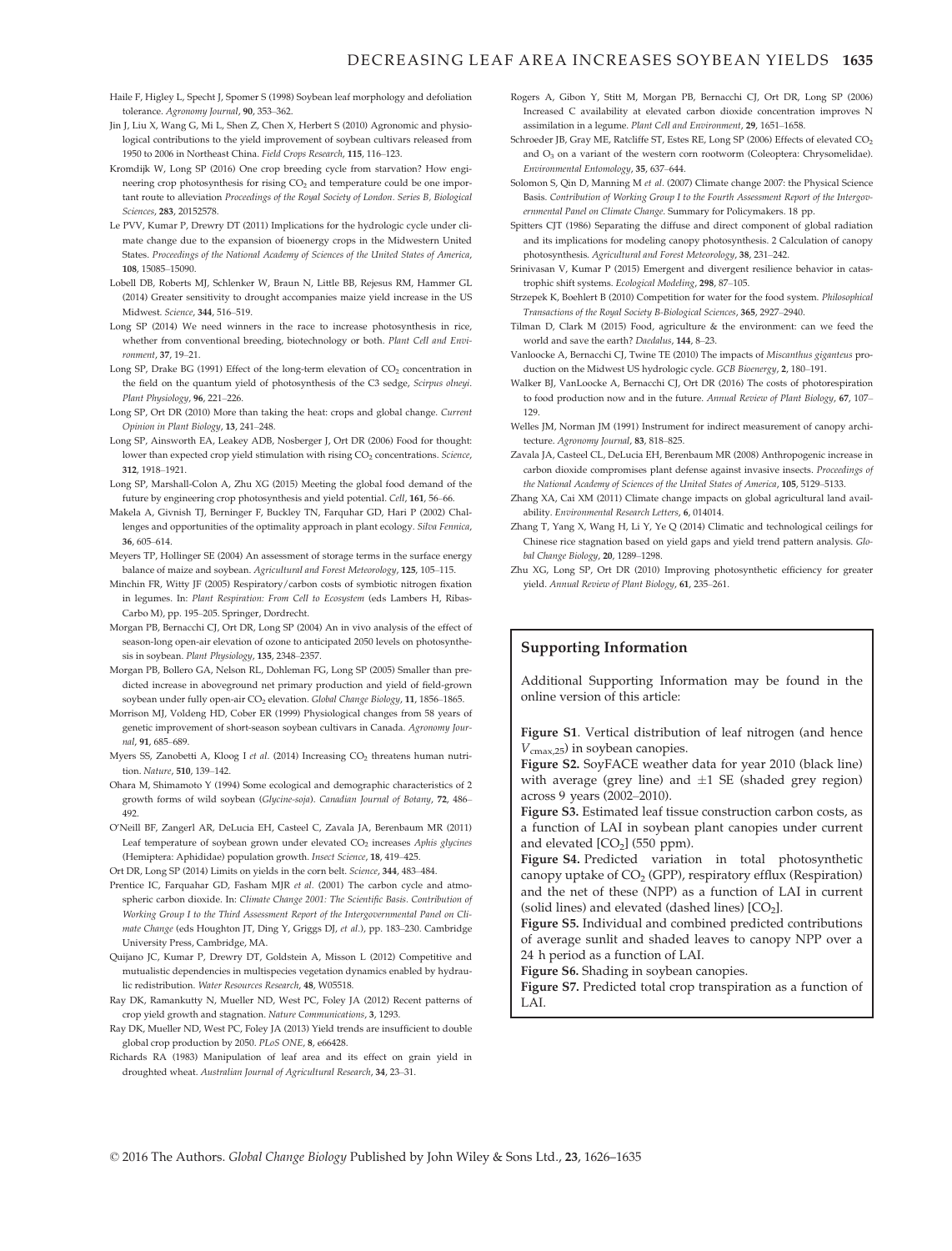Haile F, Higley L, Specht J, Spomer S (1998) Soybean leaf morphology and defoliation tolerance. *Agronomy Journal*, **90**, 353–362.

Jin J, Liu X, Wang G, Mi L, Shen Z, Chen X, Herbert S (2010) Agronomic and physiological contributions to the yield improvement of soybean cultivars released from 1950 to 2006 in Northeast China. *Field Crops Research*, **115**, 116–123.

Kromdijk W, Long SP (2016) One crop breeding cycle from starvation? How engineering crop photosynthesis for rising $CO_2$ and temperature could be one important route to alleviation *Proceedings of the Royal Society of London. Series B, Biological Sciences*, **283**, 20152578.

Le PVV, Kumar P, Drewry DT (2011) Implications for the hydrologic cycle under climate change due to the expansion of bioenergy crops in the Midwestern United States. *Proceedings of the National Academy of Sciences of the United States of America*, **108**, 15085–15090.

Lobell DB, Roberts MJ, Schlenker W, Braun N, Little BB, Rejesus RM, Hammer GL (2014) Greater sensitivity to drought accompanies maize yield increase in the US Midwest. *Science*, **344**, 516–519.

Long SP (2014) We need winners in the race to increase photosynthesis in rice, whether from conventional breeding, biotechnology or both. *Plant Cell and Environment*, **37**, 19–21.

Long SP, Drake BG (1991) Effect of the long-term elevation of $CO_2$ concentration in the field on the quantum yield of photosynthesis of the C3 sedge, *Scirpus olneyi*. *Plant Physiology*, **96**, 221–226.

Long SP, Ort DR (2010) More than taking the heat: crops and global change. *Current Opinion in Plant Biology*, **13**, 241–248.

Long SP, Ainsworth EA, Leakey ADB, Nosberger J, Ort DR (2006) Food for thought: lower than expected crop yield stimulation with rising $CO_2$ concentrations. *Science*, **312**, 1918–1921.

Long SP, Marshall-Colon A, Zhu XG (2015) Meeting the global food demand of the future by engineering crop photosynthesis and yield potential. *Cell*, **161**, 56–66.

Makela A, Givnish TJ, Berninger F, Buckley TN, Farquhar GD, Hari P (2002) Challenges and opportunities of the optimality approach in plant ecology. *Silva Fennica*, **36**, 605–614.

Meyers TP, Hollinger SE (2004) An assessment of storage terms in the surface energy balance of maize and soybean. *Agricultural and Forest Meteorology*, **125**, 105–115.

Minchin FR, Witty JF (2005) Respiratory/carbon costs of symbiotic nitrogen fixation in legumes. In: *Plant Respiration: From Cell to Ecosystem* (eds Lambers H, Ribas-Carbo M), pp. 195–205. Springer, Dordrecht.

Morgan PB, Bernacchi CJ, Ort DR, Long SP (2004) An in vivo analysis of the effect of season-long open-air elevation of ozone to anticipated 2050 levels on photosynthesis in soybean. *Plant Physiology*, **135**, 2348–2357.

Morgan PB, Bollero GA, Nelson RL, Dohleman FG, Long SP (2005) Smaller than predicted increase in aboveground net primary production and yield of field-grown soybean under fully open-air $CO_2$ elevation. *Global Change Biology*, **11**, 1856–1865.

Morrison MJ, Voldeng HD, Cober ER (1999) Physiological changes from 58 years of genetic improvement of short-season soybean cultivars in Canada. *Agronomy Journal*, **91**, 685–689.

Myers SS, Zanobetti A, Kloog I *et al.* (2014) Increasing $CO_2$ threatens human nutrition. *Nature*, **510**, 139–142.

Ohara M, Shimamoto Y (1994) Some ecological and demographic characteristics of 2 growth forms of wild soybean (*Glycine-soja*). *Canadian Journal of Botany*, **72**, 486–492.

O'Neill BF, Zangerl AR, DeLucia EH, Casteel C, Zavala JA, Berenbaum MR (2011) Leaf temperature of soybean grown under elevated $CO_2$ increases *Aphis glycines* (Hemiptera: Aphididae) population growth. *Insect Science*, **18**, 419–425.

Ort DR, Long SP (2014) Limits on yields in the corn belt. *Science*, **344**, 483–484.

Prentice IC, Farquhar GD, Fasham MJR *et al.* (2001) The carbon cycle and atmospheric carbon dioxide. In: *Climate Change 2001: The Scientific Basis. Contribution of Working Group I to the Third Assessment Report of the Intergovernmental Panel on Climate Change* (eds Houghton JT, Ding Y, Griggs DJ, *et al.*), pp. 183–230. Cambridge University Press, Cambridge, MA.

Quijano JC, Kumar P, Drewry DT, Goldstein A, Misson L (2012) Competitive and mutualistic dependencies in multispecies vegetation dynamics enabled by hydraulic redistribution. *Water Resources Research*, **48**, W05518.

Ray DK, Ramankutty N, Mueller ND, West PC, Foley JA (2012) Recent patterns of crop yield growth and stagnation. *Nature Communications*, **3**, 1293.

Ray DK, Mueller ND, West PC, Foley JA (2013) Yield trends are insufficient to double global crop production by 2050. *PLoS ONE*, **8**, e66428.

Richards RA (1983) Manipulation of leaf area and its effect on grain yield in droughted wheat. *Australian Journal of Agricultural Research*, **34**, 23–31.

Rogers A, Gibon Y, Stitt M, Morgan PB, Bernacchi CJ, Ort DR, Long SP (2006) Increased C availability at elevated carbon dioxide concentration improves N assimilation in a legume. *Plant Cell and Environment*, **29**, 1651–1658.

Schroeder JB, Gray ME, Ratcliffe ST, Estes RE, Long SP (2006) Effects of elevated $CO_2$ and $O_3$ on a variant of the western corn rootworm (Coleoptera: Chrysomelidae). *Environmental Entomology*, **35**, 637–644.

Solomon S, Qin D, Manning M *et al.* (2007) Climate change 2007: the Physical Science Basis. *Contribution of Working Group I to the Fourth Assessment Report of the Intergovernmental Panel on Climate Change*. Summary for Policymakers. 18 pp.

Spitters CJT (1986) Separating the diffuse and direct component of global radiation and its implications for modeling canopy photosynthesis. 2 Calculation of canopy photosynthesis. *Agricultural and Forest Meteorology*, **38**, 231–242.

Srinivasan V, Kumar P (2015) Emergent and divergent resilience behavior in catastrophic shift systems. *Ecological Modeling*, **298**, 87–105.

Strzepek K, Boehlert B (2010) Competition for water for the food system. *Philosophical Transactions of the Royal Society B-Biological Sciences*, **365**, 2927–2940.

Tilman D, Clark M (2015) Food, agriculture & the environment: can we feed the world and save the earth? *Daedalus*, **144**, 8–23.

Vanloocke A, Bernacchi CJ, Twine TE (2010) The impacts of *Miscanthus giganteus* production on the Midwest US hydrologic cycle. *GCB Bioenergy*, **2**, 180–191.

Walker BJ, VanLoocke A, Bernacchi CJ, Ort DR (2016) The costs of photorespiration to food production now and in the future. *Annual Review of Plant Biology*, **67**, 107–129.

Welles JM, Norman JM (1991) Instrument for indirect measurement of canopy architecture. *Agronomy Journal*, **83**, 818–825.

Zavala JA, Casteel CL, DeLucia EH, Berenbaum MR (2008) Anthropogenic increase in carbon dioxide compromises plant defense against invasive insects. *Proceedings of the National Academy of Sciences of the United States of America*, **105**, 5129–5133.

Zhang XA, Cai XM (2011) Climate change impacts on global agricultural land availability. *Environmental Research Letters*, **6**, 014014.

Zhang T, Yang X, Wang H, Li Y, Ye Q (2014) Climatic and technological ceilings for Chinese rice stagnation based on yield gaps and yield trend pattern analysis. *Global Change Biology*, **20**, 1289–1298.

Zhu XG, Long SP, Ort DR (2010) Improving photosynthetic efficiency for greater yield. *Annual Review of Plant Biology*, **61**, 235–261.

## Supporting Information

Additional Supporting Information may be found in the online version of this article:

**Figure S1**. Vertical distribution of leaf nitrogen (and hence $V_{cmax,25}$) in soybean canopies.

**Figure S2.** SoyFACE weather data for year 2010 (black line) with average (grey line) and ±1 SE (shaded grey region) across 9 years (2002–2010).

**Figure S3.** Estimated leaf tissue construction carbon costs, as a function of LAI in soybean plant canopies under current and elevated [$CO_2$] (550 ppm).

**Figure S4.** Predicted variation in total photosynthetic canopy uptake of $CO_2$ (GPP), respiratory efflux (Respiration) and the net of these (NPP) as a function of LAI in current (solid lines) and elevated (dashed lines) [$CO_2$].

**Figure S5.** Individual and combined predicted contributions of average sunlit and shaded leaves to canopy NPP over a 24 h period as a function of LAI.

**Figure S6.** Shading in soybean canopies.

**Figure S7.** Predicted total crop transpiration as a function of LAI.